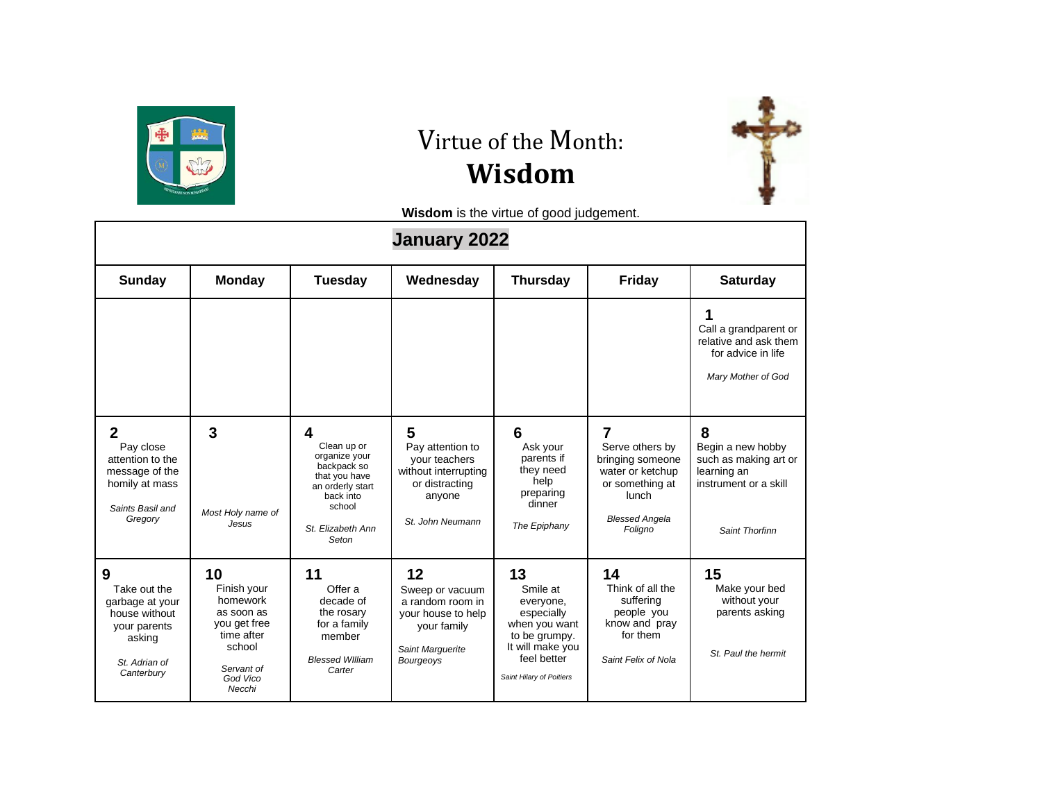# Virtue of the Month: **Wisdom**

**Wisdom** is the virtue of good judgement.

## January 2022

| Sunday | Monday | Tuesday | Wednesday | Thursday | Friday | Saturday |
|---|---|---|---|---|---|---|
| | | | | | | **1** Call a grandparent or relative and ask them for advice in life *Mary Mother of God* |
| **2** Pay close attention to the message of the homily at mass *Saints Basil and Gregory* | **3** *Most Holy name of Jesus* | **4** Clean up or organize your backpack so that you have an orderly start back into school *St. Elizabeth Ann Seton* | **5** Pay attention to your teachers without interrupting or distracting anyone *St. John Neumann* | **6** Ask your parents if they need help preparing dinner *The Epiphany* | **7** Serve others by bringing someone water or ketchup or something at lunch *Blessed Angela Foligno* | **8** Begin a new hobby such as making art or learning an instrument or a skill *Saint Thorfinn* |
| **9** Take out the garbage at your house without your parents asking *St. Adrian of Canterbury* | **10** Finish your homework as soon as you get free time after school *Servant of God Vico Necchi* | **11** Offer a decade of the rosary for a family member *Blessed WIlliam Carter* | **12** Sweep or vacuum a random room in your house to help your family *Saint Marguerite Bourgeoys* | **13** Smile at everyone, especially when you want to be grumpy. It will make you feel better *Saint Hilary of Poitiers* | **14** Think of all the suffering people you know and pray for them *Saint Felix of Nola* | **15** Make your bed without your parents asking *St. Paul the hermit* |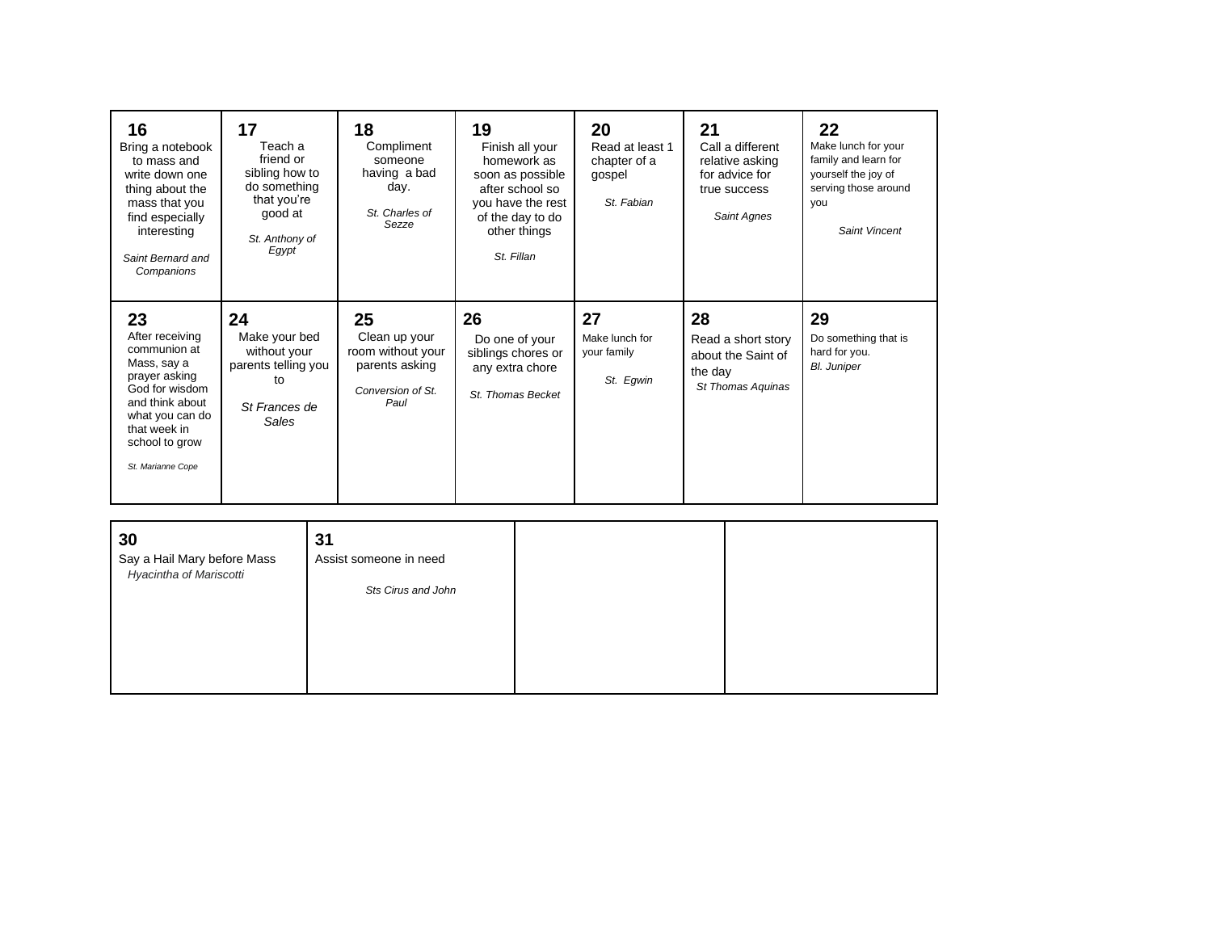| | | | | | | |
|---|---|---|---|---|---|---|
| **16** Bring a notebook to mass and write down one thing about the mass that you find especially interesting *Saint Bernard and Companions* | **17** Teach a friend or sibling how to do something that you're good at *St. Anthony of Egypt* | **18** Compliment someone having a bad day. *St. Charles of Sezze* | **19** Finish all your homework as soon as possible after school so you have the rest of the day to do other things *St. Fillan* | **20** Read at least 1 chapter of a gospel *St. Fabian* | **21** Call a different relative asking for advice for true success *Saint Agnes* | **22** Make lunch for your family and learn for yourself the joy of serving those around you *Saint Vincent* |
| **23** After receiving communion at Mass, say a prayer asking God for wisdom and think about what you can do that week in school to grow *St. Marianne Cope* | **24** Make your bed without your parents telling you to *St Frances de Sales* | **25** Clean up your room without your parents asking *Conversion of St. Paul* | **26** Do one of your siblings chores or any extra chore *St. Thomas Becket* | **27** Make lunch for your family *St. Egwin* | **28** Read a short story about the Saint of the day *St Thomas Aquinas* | **29** Do something that is hard for you. *Bl. Juniper* |

| | | | |
|---|---|---|---|
| **30** Say a Hail Mary before Mass *Hyacintha of Mariscotti* | **31** Assist someone in need *Sts Cirus and John* | | |